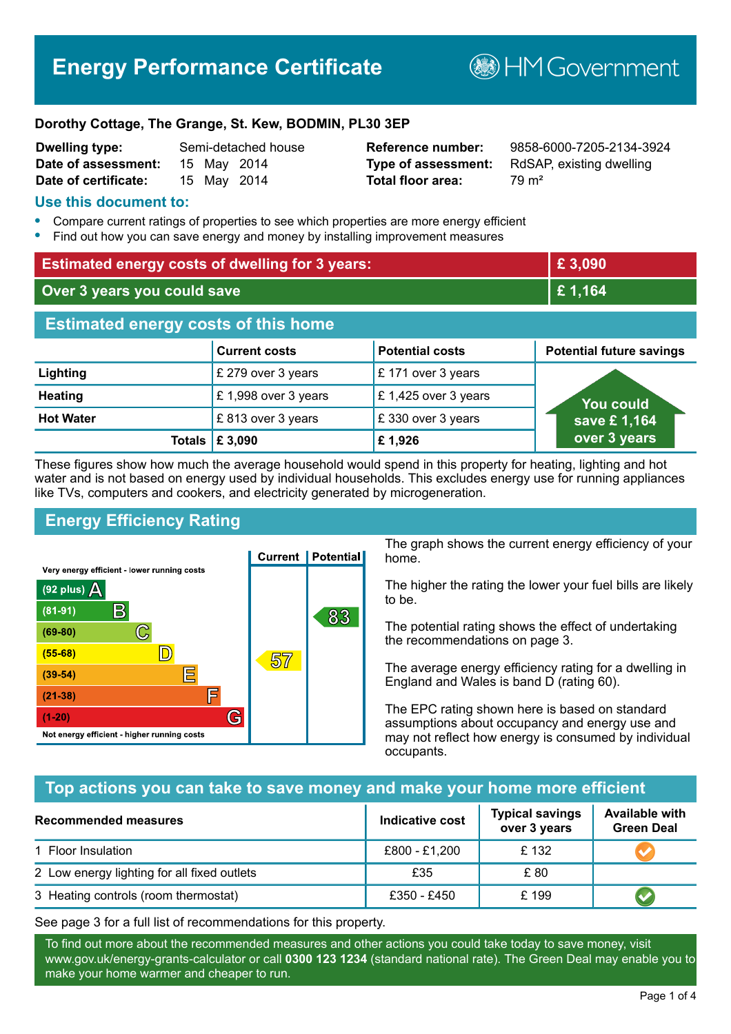# Energy Performance Certificate

HM Government

**Dorothy Cottage, The Grange, St. Kew, BODMIN, PL30 3EP**

| | | | |
|---|---|---|---|
| **Dwelling type:** | Semi-detached house | **Reference number:** | 9858-6000-7205-2134-3924 |
| **Date of assessment:** | 15 May 2014 | **Type of assessment:** | RdSAP, existing dwelling |
| **Date of certificate:** | 15 May 2014 | **Total floor area:** | 79 m² |

## Use this document to:

- Compare current ratings of properties to see which properties are more energy efficient
- Find out how you can save energy and money by installing improvement measures

| | |
|---|---|
| **Estimated energy costs of dwelling for 3 years:** | **£ 3,090** |
| **Over 3 years you could save** | **£ 1,164** |

## Estimated energy costs of this home

| | Current costs | Potential costs | Potential future savings |
|---|---|---|---|
| **Lighting** | £ 279 over 3 years | £ 171 over 3 years | You could save £ 1,164 over 3 years |
| **Heating** | £ 1,998 over 3 years | £ 1,425 over 3 years | |
| **Hot Water** | £ 813 over 3 years | £ 330 over 3 years | |
| **Totals** | **£ 3,090** | **£ 1,926** | |

These figures show how much the average household would spend in this property for heating, lighting and hot water and is not based on energy used by individual households. This excludes energy use for running appliances like TVs, computers and cookers, and electricity generated by microgeneration.

## Energy Efficiency Rating

| Rating band | Current | Potential |
|---|---|---|
| Very energy efficient - lower running costs | | |
| (92 plus) A | | |
| (81-91) B | | 83 |
| (69-80) C | | |
| (55-68) D | 57 | |
| (39-54) E | | |
| (21-38) F | | |
| (1-20) G | | |
| Not energy efficient - higher running costs | | |

The graph shows the current energy efficiency of your home.

The higher the rating the lower your fuel bills are likely to be.

The potential rating shows the effect of undertaking the recommendations on page 3.

The average energy efficiency rating for a dwelling in England and Wales is band D (rating 60).

The EPC rating shown here is based on standard assumptions about occupancy and energy use and may not reflect how energy is consumed by individual occupants.

## Top actions you can take to save money and make your home more efficient

| Recommended measures | Indicative cost | Typical savings over 3 years | Available with Green Deal |
|---|---|---|---|
| 1 Floor Insulation | £800 - £1,200 | £ 132 | ✔ |
| 2 Low energy lighting for all fixed outlets | £35 | £ 80 | |
| 3 Heating controls (room thermostat) | £350 - £450 | £ 199 | ✔ |

See page 3 for a full list of recommendations for this property.

To find out more about the recommended measures and other actions you could take today to save money, visit www.gov.uk/energy-grants-calculator or call **0300 123 1234** (standard national rate). The Green Deal may enable you to make your home warmer and cheaper to run.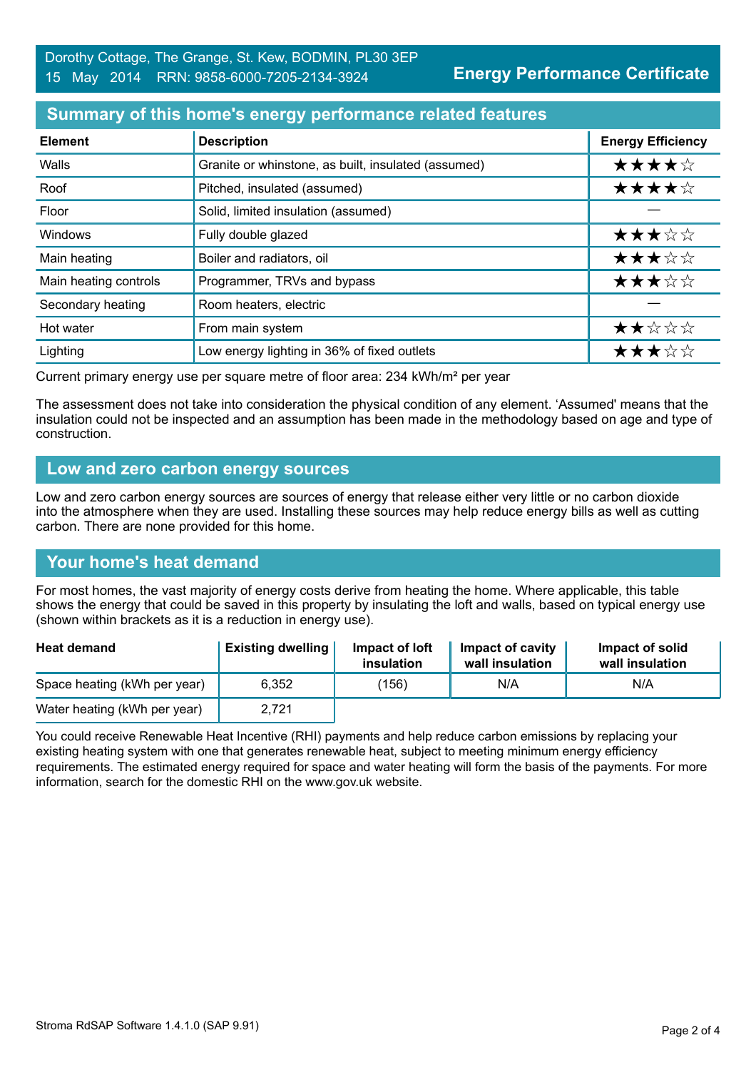Dorothy Cottage, The Grange, St. Kew, BODMIN, PL30 3EP
15 May 2014 RRN: 9858-6000-7205-2134-3924

**Energy Performance Certificate**

## Summary of this home's energy performance related features

| Element | Description | Energy Efficiency |
|---|---|---|
| Walls | Granite or whinstone, as built, insulated (assumed) | ★★★★☆ |
| Roof | Pitched, insulated (assumed) | ★★★★☆ |
| Floor | Solid, limited insulation (assumed) | — |
| Windows | Fully double glazed | ★★★☆☆ |
| Main heating | Boiler and radiators, oil | ★★★☆☆ |
| Main heating controls | Programmer, TRVs and bypass | ★★★☆☆ |
| Secondary heating | Room heaters, electric | — |
| Hot water | From main system | ★★☆☆☆ |
| Lighting | Low energy lighting in 36% of fixed outlets | ★★★☆☆ |

Current primary energy use per square metre of floor area: 234 kWh/m² per year

The assessment does not take into consideration the physical condition of any element. 'Assumed' means that the insulation could not be inspected and an assumption has been made in the methodology based on age and type of construction.

## Low and zero carbon energy sources

Low and zero carbon energy sources are sources of energy that release either very little or no carbon dioxide into the atmosphere when they are used. Installing these sources may help reduce energy bills as well as cutting carbon. There are none provided for this home.

## Your home's heat demand

For most homes, the vast majority of energy costs derive from heating the home. Where applicable, this table shows the energy that could be saved in this property by insulating the loft and walls, based on typical energy use (shown within brackets as it is a reduction in energy use).

| Heat demand | Existing dwelling | Impact of loft insulation | Impact of cavity wall insulation | Impact of solid wall insulation |
|---|---|---|---|---|
| Space heating (kWh per year) | 6,352 | (156) | N/A | N/A |
| Water heating (kWh per year) | 2,721 | | | |

You could receive Renewable Heat Incentive (RHI) payments and help reduce carbon emissions by replacing your existing heating system with one that generates renewable heat, subject to meeting minimum energy efficiency requirements. The estimated energy required for space and water heating will form the basis of the payments. For more information, search for the domestic RHI on the www.gov.uk website.

Stroma RdSAP Software 1.4.1.0 (SAP 9.91)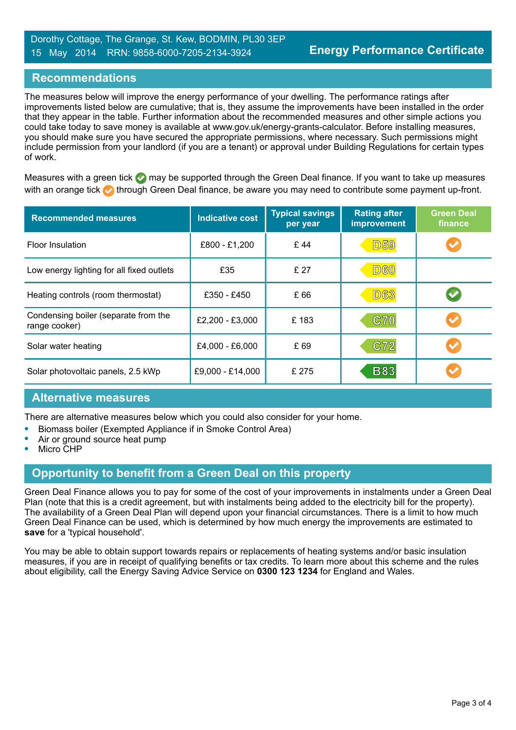Dorothy Cottage, The Grange, St. Kew, BODMIN, PL30 3EP
15 May 2014 RRN: 9858-6000-7205-2134-3924

**Energy Performance Certificate**

## Recommendations

The measures below will improve the energy performance of your dwelling. The performance ratings after improvements listed below are cumulative; that is, they assume the improvements have been installed in the order that they appear in the table. Further information about the recommended measures and other simple actions you could take today to save money is available at www.gov.uk/energy-grants-calculator. Before installing measures, you should make sure you have secured the appropriate permissions, where necessary. Such permissions might include permission from your landlord (if you are a tenant) or approval under Building Regulations for certain types of work.

Measures with a green tick ✔ may be supported through the Green Deal finance. If you want to take up measures with an orange tick ✔ through Green Deal finance, be aware you may need to contribute some payment up-front.

| Recommended measures | Indicative cost | Typical savings per year | Rating after improvement | Green Deal finance |
|---|---|---|---|---|
| Floor Insulation | £800 - £1,200 | £ 44 | D59 | Orange tick |
| Low energy lighting for all fixed outlets | £35 | £ 27 | D60 | |
| Heating controls (room thermostat) | £350 - £450 | £ 66 | D63 | Green tick |
| Condensing boiler (separate from the range cooker) | £2,200 - £3,000 | £ 183 | C70 | Orange tick |
| Solar water heating | £4,000 - £6,000 | £ 69 | C72 | Orange tick |
| Solar photovoltaic panels, 2.5 kWp | £9,000 - £14,000 | £ 275 | B83 | Orange tick |

## Alternative measures

There are alternative measures below which you could also consider for your home.

- Biomass boiler (Exempted Appliance if in Smoke Control Area)
- Air or ground source heat pump
- Micro CHP

## Opportunity to benefit from a Green Deal on this property

Green Deal Finance allows you to pay for some of the cost of your improvements in instalments under a Green Deal Plan (note that this is a credit agreement, but with instalments being added to the electricity bill for the property). The availability of a Green Deal Plan will depend upon your financial circumstances. There is a limit to how much Green Deal Finance can be used, which is determined by how much energy the improvements are estimated to **save** for a 'typical household'.

You may be able to obtain support towards repairs or replacements of heating systems and/or basic insulation measures, if you are in receipt of qualifying benefits or tax credits. To learn more about this scheme and the rules about eligibility, call the Energy Saving Advice Service on **0300 123 1234** for England and Wales.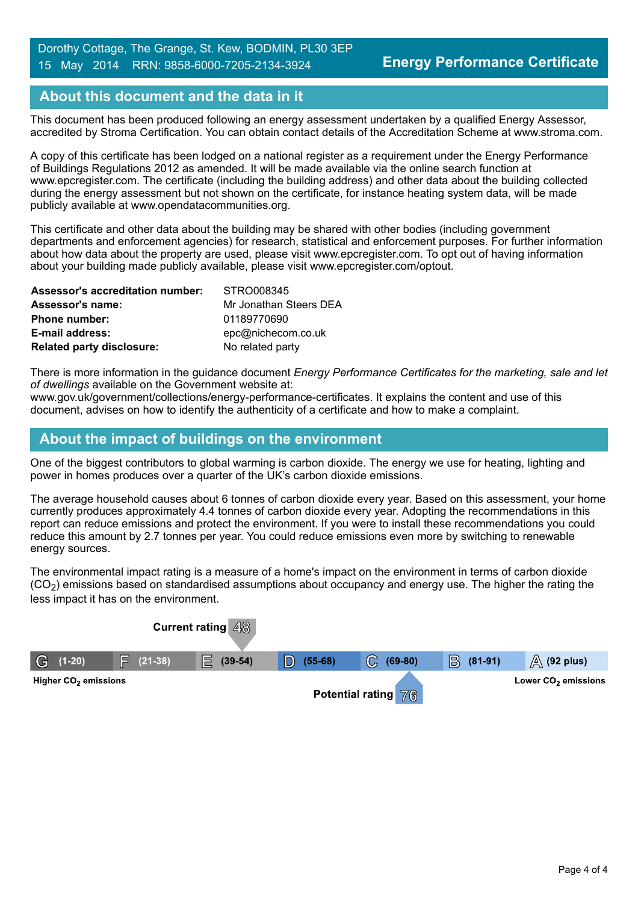Dorothy Cottage, The Grange, St. Kew, BODMIN, PL30 3EP
15 May 2014 RRN: 9858-6000-7205-2134-3924

**Energy Performance Certificate**

## About this document and the data in it

This document has been produced following an energy assessment undertaken by a qualified Energy Assessor, accredited by Stroma Certification. You can obtain contact details of the Accreditation Scheme at www.stroma.com.

A copy of this certificate has been lodged on a national register as a requirement under the Energy Performance of Buildings Regulations 2012 as amended. It will be made available via the online search function at www.epcregister.com. The certificate (including the building address) and other data about the building collected during the energy assessment but not shown on the certificate, for instance heating system data, will be made publicly available at www.opendatacommunities.org.

This certificate and other data about the building may be shared with other bodies (including government departments and enforcement agencies) for research, statistical and enforcement purposes. For further information about how data about the property are used, please visit www.epcregister.com. To opt out of having information about your building made publicly available, please visit www.epcregister.com/optout.

| | |
|---|---|
| **Assessor's accreditation number:** | STRO008345 |
| **Assessor's name:** | Mr Jonathan Steers DEA |
| **Phone number:** | 01189770690 |
| **E-mail address:** | epc@nichecom.co.uk |
| **Related party disclosure:** | No related party |

There is more information in the guidance document *Energy Performance Certificates for the marketing, sale and let of dwellings* available on the Government website at: www.gov.uk/government/collections/energy-performance-certificates. It explains the content and use of this document, advises on how to identify the authenticity of a certificate and how to make a complaint.

## About the impact of buildings on the environment

One of the biggest contributors to global warming is carbon dioxide. The energy we use for heating, lighting and power in homes produces over a quarter of the UK's carbon dioxide emissions.

The average household causes about 6 tonnes of carbon dioxide every year. Based on this assessment, your home currently produces approximately 4.4 tonnes of carbon dioxide every year. Adopting the recommendations in this report can reduce emissions and protect the environment. If you were to install these recommendations you could reduce this amount by 2.7 tonnes per year. You could reduce emissions even more by switching to renewable energy sources.

The environmental impact rating is a measure of a home's impact on the environment in terms of carbon dioxide ($CO_2$) emissions based on standardised assumptions about occupancy and energy use. The higher the rating the less impact it has on the environment.

Current rating 48

G (1-20)
F (21-38)
E (39-54)
D (55-68)
C (69-80)
B (81-91)
A (92 plus)

Higher $CO_2$ emissions
Lower $CO_2$ emissions

Potential rating 76